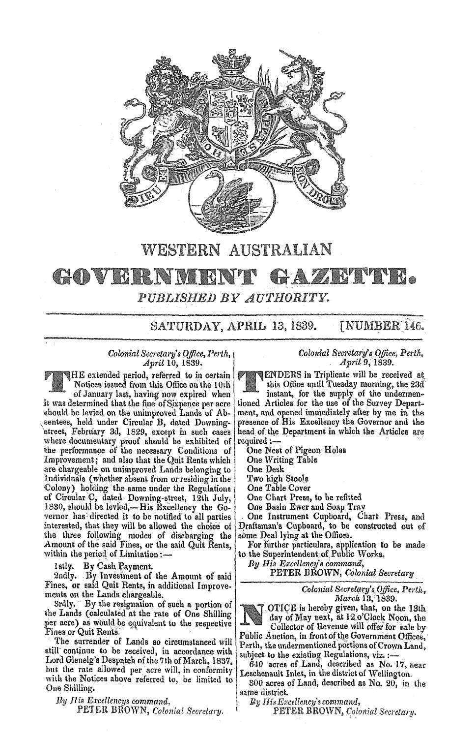# WESTERN AUSTRALIAN

# GOVERNMENT GAZETTE.

*PUBLISHED BY AUTHORITY.*

SATURDAY, APRIL 13, 1839. [NUMBER 146.

*Colonial Secretary's Office, Perth,*
*April 10, 1839.*

THE extended period, referred to in certain Notices issued from this Office on the 10th of January last, having now expired when it was determined that the fine of Sixpence per acre should be levied on the unimproved Lands of Absentees, held under Circular B, dated Downing-street, February 3d, 1829, except in such cases where documentary proof should be exhibited of the performance of the necessary Conditions of Improvement; and also that the Quit Rents which are chargeable on unimproved Lands belonging to Individuals (whether absent from or residing in the Colony) holding the same under the Regulations of Circular C, dated Downing-street, 12th July, 1830, should be levied,—His Excellency the Governor has directed it to be notified to all parties interested, that they will be allowed the choice of the three following modes of discharging the Amount of the said Fines, or the said Quit Rents, within the period of Limitation:—

1stly. By Cash Payment.

2ndly. By Investment of the Amount of said Fines, or said Quit Rents, in additional Improvements on the Lands chargeable.

3rdly. By the resignation of such a portion of the Lands (calculated at the rate of One Shilling per acre) as would be equivalent to the respective Fines or Quit Rents.

The surrender of Lands so circumstanced will still continue to be received, in accordance with Lord Glenelg's Despatch of the 7th of March, 1837, but the rate allowed per acre will, in conformity with the Notices above referred to, be limited to One Shilling.

*By His Excellency's command,*
PETER BROWN, *Colonial Secretary.*

---

*Colonial Secretary's Office, Perth,*
*April 9, 1839.*

TENDERS in Triplicate will be received at this Office until Tuesday morning, the 23d instant, for the supply of the undermentioned Articles for the use of the Survey Department, and opened immediately after by me in the presence of His Excellency the Governor and the head of the Department in which the Articles are required:—

One Nest of Pigeon Holes
One Writing Table
One Desk
Two high Stools
One Table Cover
One Chart Press, to be refitted
One Basin Ewer and Soap Tray
One Instrument Cupboard, Chart Press, and Draftsman's Cupboard, to be constructed out of some Deal lying at the Offices.

For further particulars, application to be made to the Superintendent of Public Works.

*By His Excellency's command,*
PETER BROWN, *Colonial Secretary*

---

*Colonial Secretary's Office, Perth,*
*March 13, 1839.*

NOTICE is hereby given, that, on the 13th day of May next, at 12 o'Clock Noon, the Collector of Revenue will offer for sale by Public Auction, in front of the Government Offices, Perth, the undermentioned portions of Crown Land, subject to the existing Regulations, viz.:—

640 acres of Land, described as No. 17, near Leschenault Inlet, in the district of Wellington.

300 acres of Land, described as No. 20, in the same district.

*By His Excellency's command,*
PETER BROWN, *Colonial Secretary.*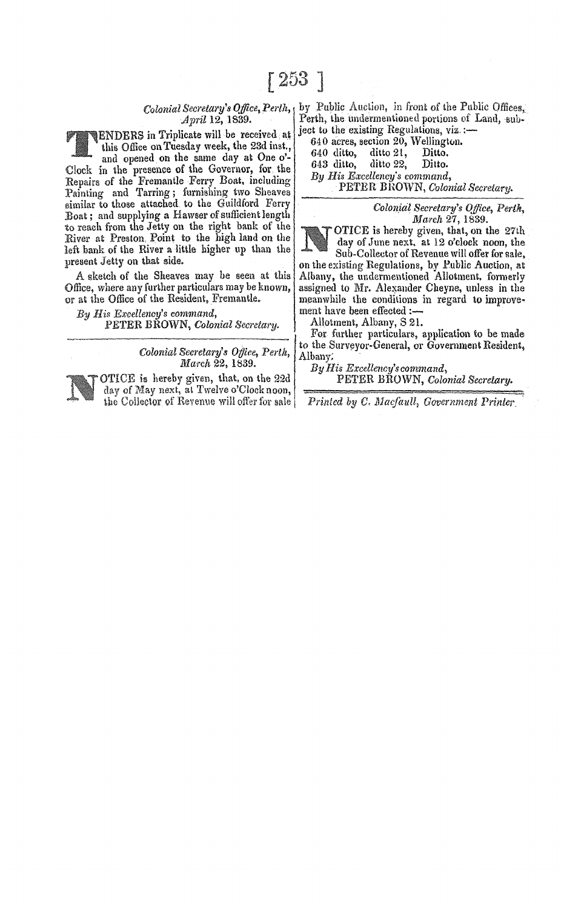*Colonial Secretary's Office, Perth,*
*April 12, 1839.*

TENDERS in Triplicate will be received at this Office on Tuesday week, the 23d inst., and opened on the same day at One o'-Clock in the presence of the Governor, for the Repairs of the Fremantle Ferry Boat, including Painting and Tarring; furnishing two Sheaves similar to those attached to the Guildford Ferry Boat; and supplying a Hawser of sufficient length to reach from the Jetty on the right bank of the River at Preston Point to the high land on the left bank of the River a little higher up than the present Jetty on that side.

A sketch of the Sheaves may be seen at this Office, where any further particulars may be known, or at the Office of the Resident, Fremantle.

*By His Excellency's command,*
PETER BROWN, *Colonial Secretary.*

---

*Colonial Secretary's Office, Perth,*
*March 22, 1839.*

NOTICE is hereby given, that, on the 22d day of May next, at Twelve o'Clock noon, the Collector of Revenue will offer for sale by Public Auction, in front of the Public Offices, Perth, the undermentioned portions of Land, subject to the existing Regulations, viz.:—

640 acres, section 20, Wellington.
640 ditto, ditto 21, Ditto.
643 ditto, ditto 22, Ditto.

*By His Excellency's command,*
PETER BROWN, *Colonial Secretary.*

---

*Colonial Secretary's Office, Perth,*
*March 27, 1839.*

NOTICE is hereby given, that, on the 27th day of June next, at 12 o'clock noon, the Sub-Collector of Revenue will offer for sale, on the existing Regulations, by Public Auction, at Albany, the undermentioned Allotment, formerly assigned to Mr. Alexander Cheyne, unless in the meanwhile the conditions in regard to improvement have been effected:—

Allotment, Albany, S 21.

For further particulars, application to be made to the Surveyor-General, or Government Resident, Albany.

*By His Excellency's command,*
PETER BROWN, *Colonial Secretary.*

---

*Printed by C. Macfaull, Government Printer.*